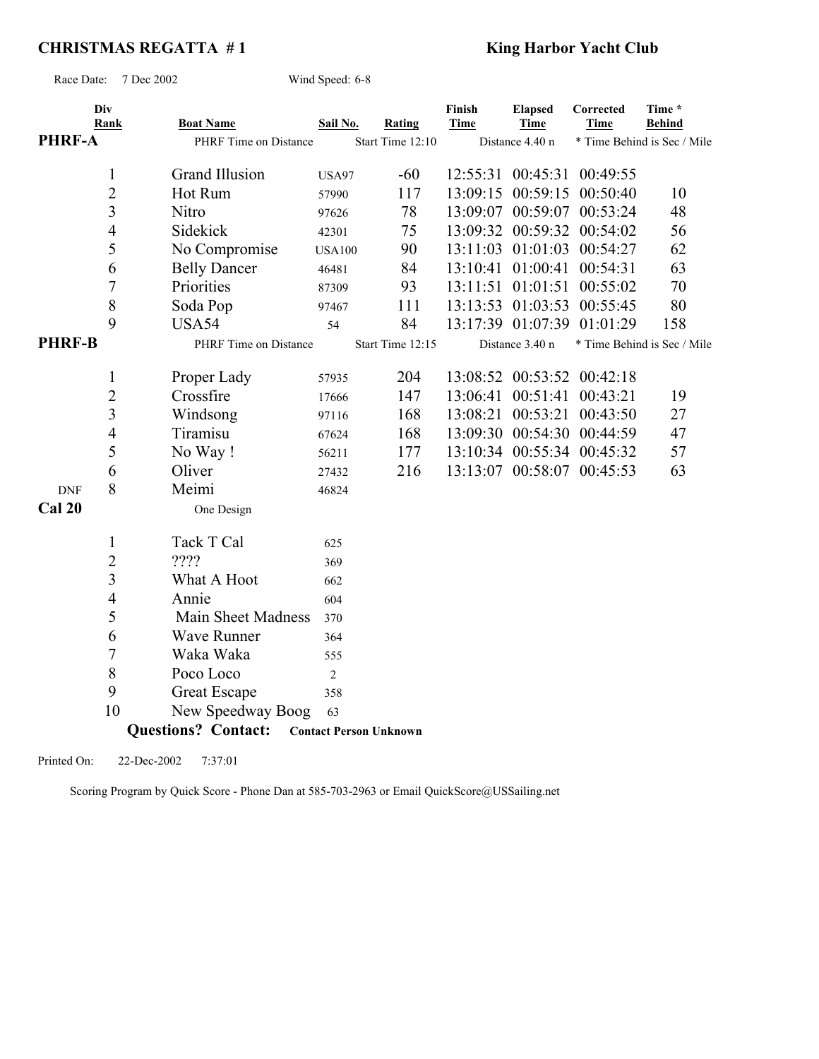# CHRISTMAS REGATTA # 1

**King Harbor Yacht Club**

Race Date: 7 Dec 2002 Wind Speed: 6-8

| Div | Rank | Boat Name | Sail No. | Rating | Finish Time | Elapsed Time | Corrected Time | Time * Behind |
|---|---|---|---|---|---|---|---|---|
| **PHRF-A** | | PHRF Time on Distance | | Start Time 12:10 | | Distance 4.40 n | * Time Behind is Sec / Mile | |
| | 1 | Grand Illusion | USA97 | -60 | 12:55:31 | 00:45:31 | 00:49:55 | |
| | 2 | Hot Rum | 57990 | 117 | 13:09:15 | 00:59:15 | 00:50:40 | 10 |
| | 3 | Nitro | 97626 | 78 | 13:09:07 | 00:59:07 | 00:53:24 | 48 |
| | 4 | Sidekick | 42301 | 75 | 13:09:32 | 00:59:32 | 00:54:02 | 56 |
| | 5 | No Compromise | USA100 | 90 | 13:11:03 | 01:01:03 | 00:54:27 | 62 |
| | 6 | Belly Dancer | 46481 | 84 | 13:10:41 | 01:00:41 | 00:54:31 | 63 |
| | 7 | Priorities | 87309 | 93 | 13:11:51 | 01:01:51 | 00:55:02 | 70 |
| | 8 | Soda Pop | 97467 | 111 | 13:13:53 | 01:03:53 | 00:55:45 | 80 |
| | 9 | USA54 | 54 | 84 | 13:17:39 | 01:07:39 | 01:01:29 | 158 |
| **PHRF-B** | | PHRF Time on Distance | | Start Time 12:15 | | Distance 3.40 n | * Time Behind is Sec / Mile | |
| | 1 | Proper Lady | 57935 | 204 | 13:08:52 | 00:53:52 | 00:42:18 | |
| | 2 | Crossfire | 17666 | 147 | 13:06:41 | 00:51:41 | 00:43:21 | 19 |
| | 3 | Windsong | 97116 | 168 | 13:08:21 | 00:53:21 | 00:43:50 | 27 |
| | 4 | Tiramisu | 67624 | 168 | 13:09:30 | 00:54:30 | 00:44:59 | 47 |
| | 5 | No Way ! | 56211 | 177 | 13:10:34 | 00:55:34 | 00:45:32 | 57 |
| | 6 | Oliver | 27432 | 216 | 13:13:07 | 00:58:07 | 00:45:53 | 63 |
| DNF | 8 | Meimi | 46824 | | | | | |
| **Cal 20** | | One Design | | | | | | |
| | 1 | Tack T Cal | 625 | | | | | |
| | 2 | ???? | 369 | | | | | |
| | 3 | What A Hoot | 662 | | | | | |
| | 4 | Annie | 604 | | | | | |
| | 5 | Main Sheet Madness | 370 | | | | | |
| | 6 | Wave Runner | 364 | | | | | |
| | 7 | Waka Waka | 555 | | | | | |
| | 8 | Poco Loco | 2 | | | | | |
| | 9 | Great Escape | 358 | | | | | |
| | 10 | New Speedway Boog | 63 | | | | | |

**Questions? Contact:** **Contact Person Unknown**

Printed On: 22-Dec-2002 7:37:01

Scoring Program by Quick Score - Phone Dan at 585-703-2963 or Email QuickScore@USSailing.net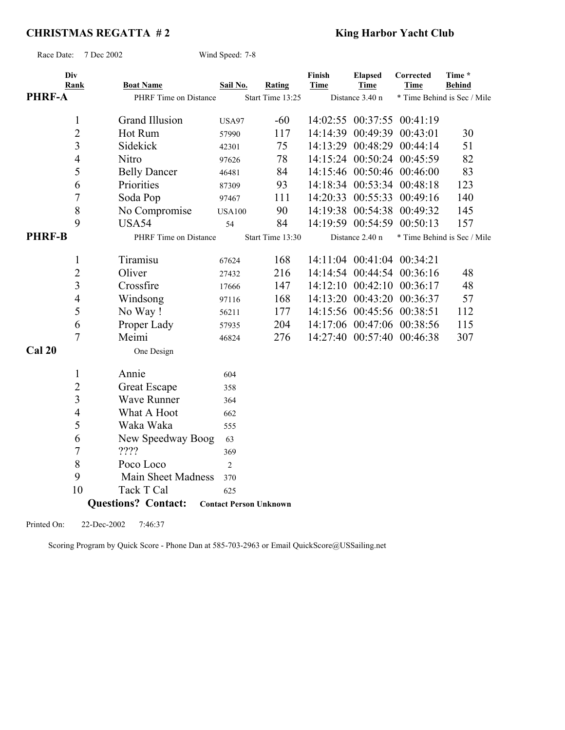# CHRISTMAS REGATTA # 2

**King Harbor Yacht Club**

Race Date: 7 Dec 2002 Wind Speed: 7-8

| Div Rank | Boat Name | Sail No. | Rating | Finish Time | Elapsed Time | Corrected Time | Time * Behind |
|---|---|---|---|---|---|---|---|
| **PHRF-A** | PHRF Time on Distance | | Start Time 13:25 | | Distance 3.40 n | * Time Behind is Sec / Mile | |
| 1 | Grand Illusion | USA97 | -60 | 14:02:55 | 00:37:55 | 00:41:19 | |
| 2 | Hot Rum | 57990 | 117 | 14:14:39 | 00:49:39 | 00:43:01 | 30 |
| 3 | Sidekick | 42301 | 75 | 14:13:29 | 00:48:29 | 00:44:14 | 51 |
| 4 | Nitro | 97626 | 78 | 14:15:24 | 00:50:24 | 00:45:59 | 82 |
| 5 | Belly Dancer | 46481 | 84 | 14:15:46 | 00:50:46 | 00:46:00 | 83 |
| 6 | Priorities | 87309 | 93 | 14:18:34 | 00:53:34 | 00:48:18 | 123 |
| 7 | Soda Pop | 97467 | 111 | 14:20:33 | 00:55:33 | 00:49:16 | 140 |
| 8 | No Compromise | USA100 | 90 | 14:19:38 | 00:54:38 | 00:49:32 | 145 |
| 9 | USA54 | 54 | 84 | 14:19:59 | 00:54:59 | 00:50:13 | 157 |
| **PHRF-B** | PHRF Time on Distance | | Start Time 13:30 | | Distance 2.40 n | * Time Behind is Sec / Mile | |
| 1 | Tiramisu | 67624 | 168 | 14:11:04 | 00:41:04 | 00:34:21 | |
| 2 | Oliver | 27432 | 216 | 14:14:54 | 00:44:54 | 00:36:16 | 48 |
| 3 | Crossfire | 17666 | 147 | 14:12:10 | 00:42:10 | 00:36:17 | 48 |
| 4 | Windsong | 97116 | 168 | 14:13:20 | 00:43:20 | 00:36:37 | 57 |
| 5 | No Way ! | 56211 | 177 | 14:15:56 | 00:45:56 | 00:38:51 | 112 |
| 6 | Proper Lady | 57935 | 204 | 14:17:06 | 00:47:06 | 00:38:56 | 115 |
| 7 | Meimi | 46824 | 276 | 14:27:40 | 00:57:40 | 00:46:38 | 307 |
| **Cal 20** | One Design | | | | | | |
| 1 | Annie | 604 | | | | | |
| 2 | Great Escape | 358 | | | | | |
| 3 | Wave Runner | 364 | | | | | |
| 4 | What A Hoot | 662 | | | | | |
| 5 | Waka Waka | 555 | | | | | |
| 6 | New Speedway Boog | 63 | | | | | |
| 7 | ???? | 369 | | | | | |
| 8 | Poco Loco | 2 | | | | | |
| 9 | Main Sheet Madness | 370 | | | | | |
| 10 | Tack T Cal | 625 | | | | | |

**Questions? Contact:** **Contact Person Unknown**

Printed On: 22-Dec-2002 7:46:37

Scoring Program by Quick Score - Phone Dan at 585-703-2963 or Email QuickScore@USSailing.net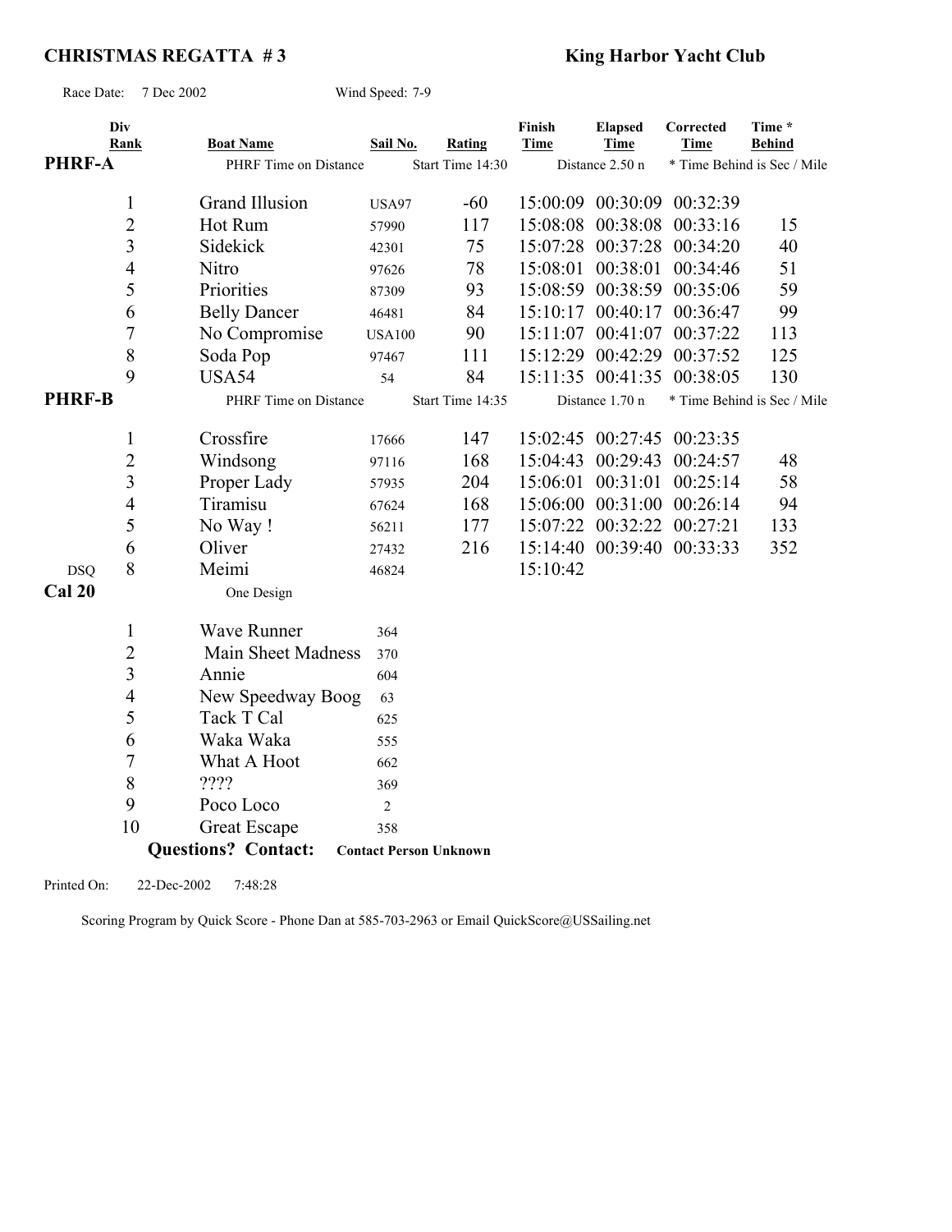## CHRISTMAS REGATTA # 3

**King Harbor Yacht Club**

Race Date: 7 Dec 2002 Wind Speed: 7-9

| Div | Rank | Boat Name | Sail No. | Rating | Finish Time | Elapsed Time | Corrected Time | Time * Behind |
|---|---|---|---|---|---|---|---|---|
| **PHRF-A** | | PHRF Time on Distance | | Start Time 14:30 | | Distance 2.50 n | * Time Behind is Sec / Mile | |
| | 1 | Grand Illusion | USA97 | -60 | 15:00:09 | 00:30:09 | 00:32:39 | |
| | 2 | Hot Rum | 57990 | 117 | 15:08:08 | 00:38:08 | 00:33:16 | 15 |
| | 3 | Sidekick | 42301 | 75 | 15:07:28 | 00:37:28 | 00:34:20 | 40 |
| | 4 | Nitro | 97626 | 78 | 15:08:01 | 00:38:01 | 00:34:46 | 51 |
| | 5 | Priorities | 87309 | 93 | 15:08:59 | 00:38:59 | 00:35:06 | 59 |
| | 6 | Belly Dancer | 46481 | 84 | 15:10:17 | 00:40:17 | 00:36:47 | 99 |
| | 7 | No Compromise | USA100 | 90 | 15:11:07 | 00:41:07 | 00:37:22 | 113 |
| | 8 | Soda Pop | 97467 | 111 | 15:12:29 | 00:42:29 | 00:37:52 | 125 |
| | 9 | USA54 | 54 | 84 | 15:11:35 | 00:41:35 | 00:38:05 | 130 |
| **PHRF-B** | | PHRF Time on Distance | | Start Time 14:35 | | Distance 1.70 n | * Time Behind is Sec / Mile | |
| | 1 | Crossfire | 17666 | 147 | 15:02:45 | 00:27:45 | 00:23:35 | |
| | 2 | Windsong | 97116 | 168 | 15:04:43 | 00:29:43 | 00:24:57 | 48 |
| | 3 | Proper Lady | 57935 | 204 | 15:06:01 | 00:31:01 | 00:25:14 | 58 |
| | 4 | Tiramisu | 67624 | 168 | 15:06:00 | 00:31:00 | 00:26:14 | 94 |
| | 5 | No Way ! | 56211 | 177 | 15:07:22 | 00:32:22 | 00:27:21 | 133 |
| | 6 | Oliver | 27432 | 216 | 15:14:40 | 00:39:40 | 00:33:33 | 352 |
| DSQ | 8 | Meimi | 46824 | | 15:10:42 | | | |
| **Cal 20** | | One Design | | | | | | |
| | 1 | Wave Runner | 364 | | | | | |
| | 2 | Main Sheet Madness | 370 | | | | | |
| | 3 | Annie | 604 | | | | | |
| | 4 | New Speedway Boog | 63 | | | | | |
| | 5 | Tack T Cal | 625 | | | | | |
| | 6 | Waka Waka | 555 | | | | | |
| | 7 | What A Hoot | 662 | | | | | |
| | 8 | ???? | 369 | | | | | |
| | 9 | Poco Loco | 2 | | | | | |
| | 10 | Great Escape | 358 | | | | | |

**Questions? Contact:** **Contact Person Unknown**

Printed On: 22-Dec-2002 7:48:28

Scoring Program by Quick Score - Phone Dan at 585-703-2963 or Email QuickScore@USSailing.net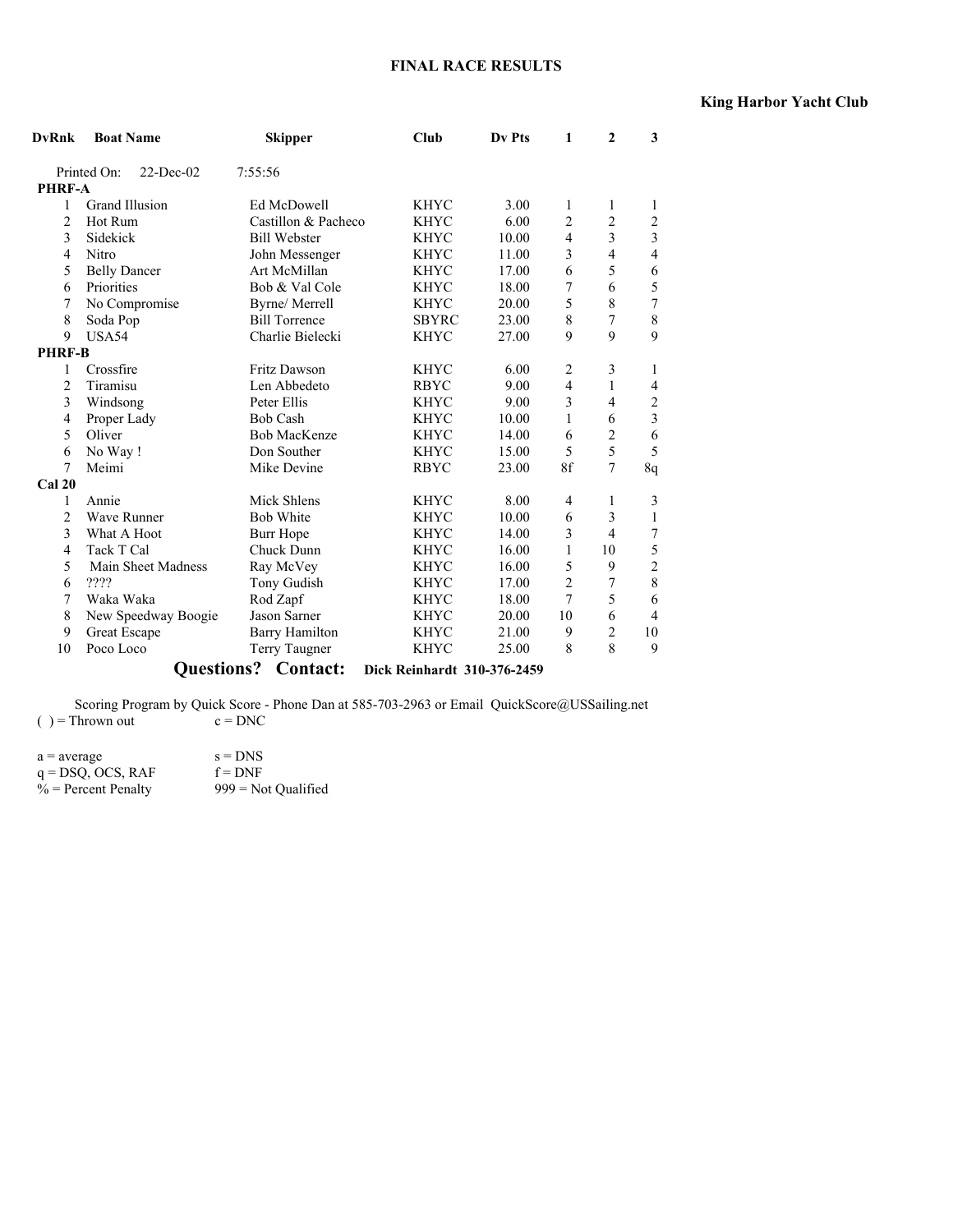# FINAL RACE RESULTS

**King Harbor Yacht Club**

| DvRnk | Boat Name | Skipper | Club | Dv Pts | 1 | 2 | 3 |
|---|---|---|---|---|---|---|---|
| Printed On: | 22-Dec-02 | 7:55:56 | | | | | |
| **PHRF-A** | | | | | | | |
| 1 | Grand Illusion | Ed McDowell | KHYC | 3.00 | 1 | 1 | 1 |
| 2 | Hot Rum | Castillon & Pacheco | KHYC | 6.00 | 2 | 2 | 2 |
| 3 | Sidekick | Bill Webster | KHYC | 10.00 | 4 | 3 | 3 |
| 4 | Nitro | John Messenger | KHYC | 11.00 | 3 | 4 | 4 |
| 5 | Belly Dancer | Art McMillan | KHYC | 17.00 | 6 | 5 | 6 |
| 6 | Priorities | Bob & Val Cole | KHYC | 18.00 | 7 | 6 | 5 |
| 7 | No Compromise | Byrne/ Merrell | KHYC | 20.00 | 5 | 8 | 7 |
| 8 | Soda Pop | Bill Torrence | SBYRC | 23.00 | 8 | 7 | 8 |
| 9 | USA54 | Charlie Bielecki | KHYC | 27.00 | 9 | 9 | 9 |
| **PHRF-B** | | | | | | | |
| 1 | Crossfire | Fritz Dawson | KHYC | 6.00 | 2 | 3 | 1 |
| 2 | Tiramisu | Len Abbedeto | RBYC | 9.00 | 4 | 1 | 4 |
| 3 | Windsong | Peter Ellis | KHYC | 9.00 | 3 | 4 | 2 |
| 4 | Proper Lady | Bob Cash | KHYC | 10.00 | 1 | 6 | 3 |
| 5 | Oliver | Bob MacKenze | KHYC | 14.00 | 6 | 2 | 6 |
| 6 | No Way ! | Don Souther | KHYC | 15.00 | 5 | 5 | 5 |
| 7 | Meimi | Mike Devine | RBYC | 23.00 | 8f | 7 | 8q |
| **Cal 20** | | | | | | | |
| 1 | Annie | Mick Shlens | KHYC | 8.00 | 4 | 1 | 3 |
| 2 | Wave Runner | Bob White | KHYC | 10.00 | 6 | 3 | 1 |
| 3 | What A Hoot | Burr Hope | KHYC | 14.00 | 3 | 4 | 7 |
| 4 | Tack T Cal | Chuck Dunn | KHYC | 16.00 | 1 | 10 | 5 |
| 5 | Main Sheet Madness | Ray McVey | KHYC | 16.00 | 5 | 9 | 2 |
| 6 | ???? | Tony Gudish | KHYC | 17.00 | 2 | 7 | 8 |
| 7 | Waka Waka | Rod Zapf | KHYC | 18.00 | 7 | 5 | 6 |
| 8 | New Speedway Boogie | Jason Sarner | KHYC | 20.00 | 10 | 6 | 4 |
| 9 | Great Escape | Barry Hamilton | KHYC | 21.00 | 9 | 2 | 10 |
| 10 | Poco Loco | Terry Taugner | KHYC | 25.00 | 8 | 8 | 9 |

**Questions? Contact: Dick Reinhardt 310-376-2459**

Scoring Program by Quick Score - Phone Dan at 585-703-2963 or Email QuickScore@USSailing.net

( ) = Thrown out c = DNC

a = average s = DNS

q = DSQ, OCS, RAF f = DNF

% = Percent Penalty 999 = Not Qualified